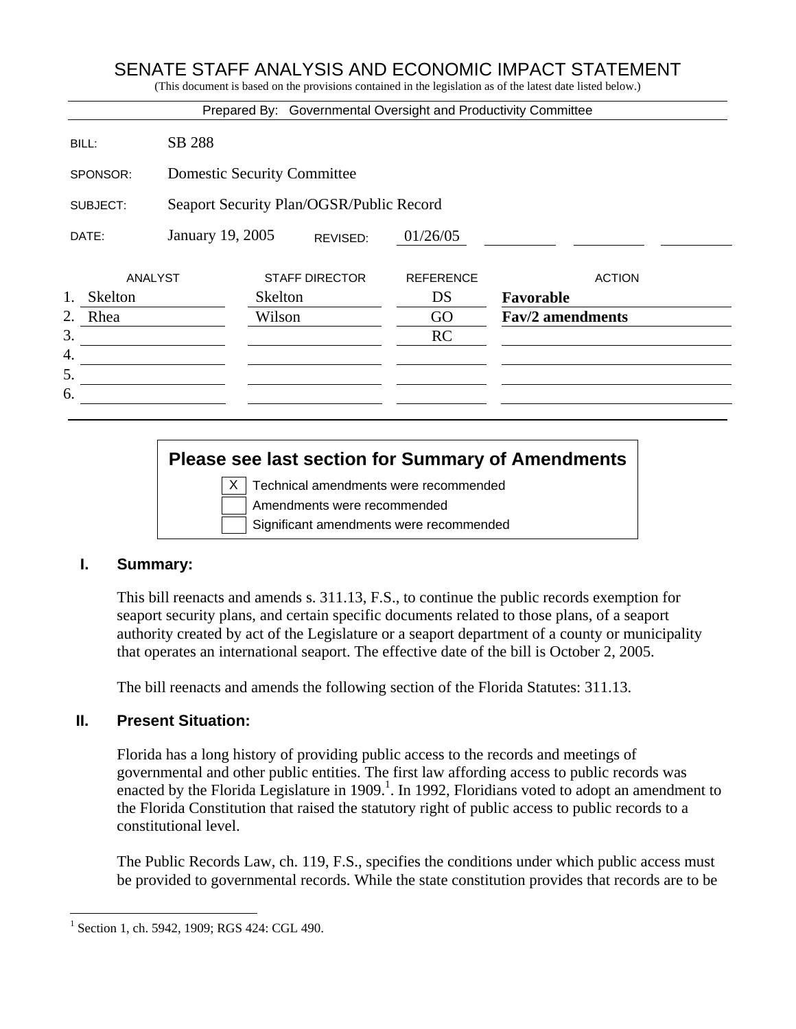# SENATE STAFF ANALYSIS AND ECONOMIC IMPACT STATEMENT

(This document is based on the provisions contained in the legislation as of the latest date listed below.)

Prepared By: Governmental Oversight and Productivity Committee

| | |
|---|---|
| BILL: | SB 288 |
| SPONSOR: | Domestic Security Committee |
| SUBJECT: | Seaport Security Plan/OGSR/Public Record |
| DATE: | January 19, 2005 REVISED: 01/26/05 |

| | ANALYST | STAFF DIRECTOR | REFERENCE | ACTION |
|---|---|---|---|---|
| 1. | Skelton | Skelton | DS | **Favorable** |
| 2. | Rhea | Wilson | GO | **Fav/2 amendments** |
| 3. | | | RC | |
| 4. | | | | |
| 5. | | | | |
| 6. | | | | |

**Please see last section for Summary of Amendments**

- [X] Technical amendments were recommended
- [ ] Amendments were recommended
- [ ] Significant amendments were recommended

## I. Summary:

This bill reenacts and amends s. 311.13, F.S., to continue the public records exemption for seaport security plans, and certain specific documents related to those plans, of a seaport authority created by act of the Legislature or a seaport department of a county or municipality that operates an international seaport. The effective date of the bill is October 2, 2005.

The bill reenacts and amends the following section of the Florida Statutes: 311.13.

## II. Present Situation:

Florida has a long history of providing public access to the records and meetings of governmental and other public entities. The first law affording access to public records was enacted by the Florida Legislature in 1909.[1]. In 1992, Floridians voted to adopt an amendment to the Florida Constitution that raised the statutory right of public access to public records to a constitutional level.

The Public Records Law, ch. 119, F.S., specifies the conditions under which public access must be provided to governmental records. While the state constitution provides that records are to be

[1] Section 1, ch. 5942, 1909; RGS 424: CGL 490.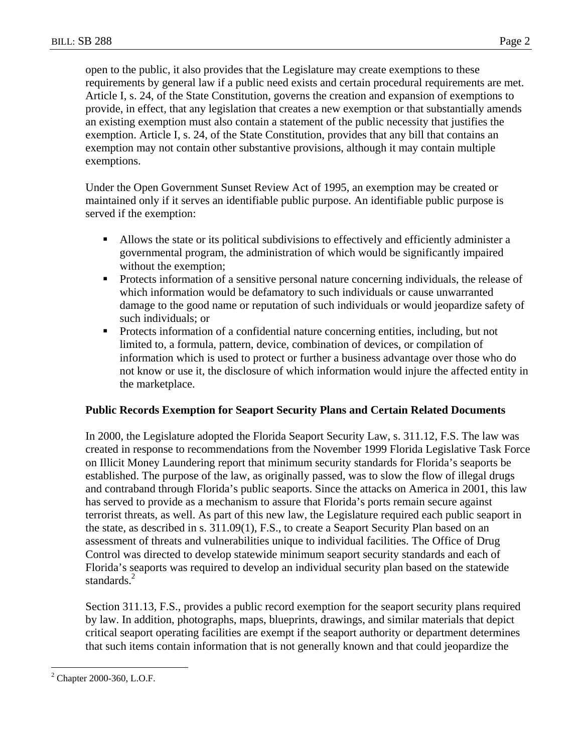open to the public, it also provides that the Legislature may create exemptions to these requirements by general law if a public need exists and certain procedural requirements are met. Article I, s. 24, of the State Constitution, governs the creation and expansion of exemptions to provide, in effect, that any legislation that creates a new exemption or that substantially amends an existing exemption must also contain a statement of the public necessity that justifies the exemption. Article I, s. 24, of the State Constitution, provides that any bill that contains an exemption may not contain other substantive provisions, although it may contain multiple exemptions.

Under the Open Government Sunset Review Act of 1995, an exemption may be created or maintained only if it serves an identifiable public purpose. An identifiable public purpose is served if the exemption:

- Allows the state or its political subdivisions to effectively and efficiently administer a governmental program, the administration of which would be significantly impaired without the exemption;
- Protects information of a sensitive personal nature concerning individuals, the release of which information would be defamatory to such individuals or cause unwarranted damage to the good name or reputation of such individuals or would jeopardize safety of such individuals; or
- Protects information of a confidential nature concerning entities, including, but not limited to, a formula, pattern, device, combination of devices, or compilation of information which is used to protect or further a business advantage over those who do not know or use it, the disclosure of which information would injure the affected entity in the marketplace.

**Public Records Exemption for Seaport Security Plans and Certain Related Documents**

In 2000, the Legislature adopted the Florida Seaport Security Law, s. 311.12, F.S. The law was created in response to recommendations from the November 1999 Florida Legislative Task Force on Illicit Money Laundering report that minimum security standards for Florida's seaports be established. The purpose of the law, as originally passed, was to slow the flow of illegal drugs and contraband through Florida's public seaports. Since the attacks on America in 2001, this law has served to provide as a mechanism to assure that Florida's ports remain secure against terrorist threats, as well. As part of this new law, the Legislature required each public seaport in the state, as described in s. 311.09(1), F.S., to create a Seaport Security Plan based on an assessment of threats and vulnerabilities unique to individual facilities. The Office of Drug Control was directed to develop statewide minimum seaport security standards and each of Florida's seaports was required to develop an individual security plan based on the statewide standards.[2]

Section 311.13, F.S., provides a public record exemption for the seaport security plans required by law. In addition, photographs, maps, blueprints, drawings, and similar materials that depict critical seaport operating facilities are exempt if the seaport authority or department determines that such items contain information that is not generally known and that could jeopardize the

[2] Chapter 2000-360, L.O.F.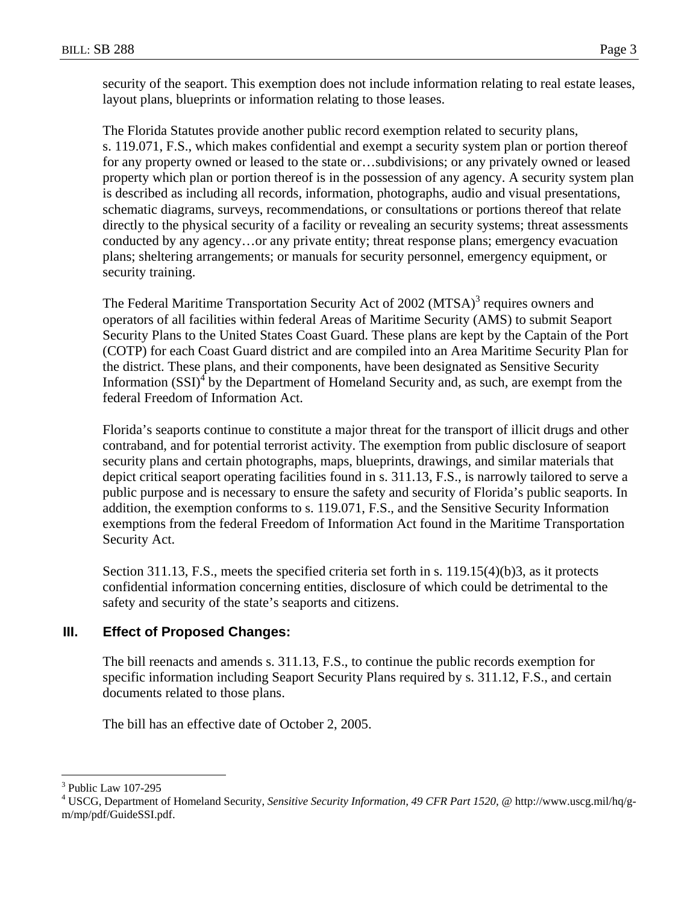security of the seaport. This exemption does not include information relating to real estate leases, layout plans, blueprints or information relating to those leases.

The Florida Statutes provide another public record exemption related to security plans, s. 119.071, F.S., which makes confidential and exempt a security system plan or portion thereof for any property owned or leased to the state or…subdivisions; or any privately owned or leased property which plan or portion thereof is in the possession of any agency. A security system plan is described as including all records, information, photographs, audio and visual presentations, schematic diagrams, surveys, recommendations, or consultations or portions thereof that relate directly to the physical security of a facility or revealing an security systems; threat assessments conducted by any agency…or any private entity; threat response plans; emergency evacuation plans; sheltering arrangements; or manuals for security personnel, emergency equipment, or security training.

The Federal Maritime Transportation Security Act of 2002 (MTSA)[3] requires owners and operators of all facilities within federal Areas of Maritime Security (AMS) to submit Seaport Security Plans to the United States Coast Guard. These plans are kept by the Captain of the Port (COTP) for each Coast Guard district and are compiled into an Area Maritime Security Plan for the district. These plans, and their components, have been designated as Sensitive Security Information (SSI)[4] by the Department of Homeland Security and, as such, are exempt from the federal Freedom of Information Act.

Florida's seaports continue to constitute a major threat for the transport of illicit drugs and other contraband, and for potential terrorist activity. The exemption from public disclosure of seaport security plans and certain photographs, maps, blueprints, drawings, and similar materials that depict critical seaport operating facilities found in s. 311.13, F.S., is narrowly tailored to serve a public purpose and is necessary to ensure the safety and security of Florida's public seaports. In addition, the exemption conforms to s. 119.071, F.S., and the Sensitive Security Information exemptions from the federal Freedom of Information Act found in the Maritime Transportation Security Act.

Section 311.13, F.S., meets the specified criteria set forth in s. 119.15(4)(b)3, as it protects confidential information concerning entities, disclosure of which could be detrimental to the safety and security of the state's seaports and citizens.

## III. Effect of Proposed Changes:

The bill reenacts and amends s. 311.13, F.S., to continue the public records exemption for specific information including Seaport Security Plans required by s. 311.12, F.S., and certain documents related to those plans.

The bill has an effective date of October 2, 2005.

---

[3] Public Law 107-295

[4] USCG, Department of Homeland Security, *Sensitive Security Information, 49 CFR Part 1520*, @ http://www.uscg.mil/hq/g-m/mp/pdf/GuideSSI.pdf.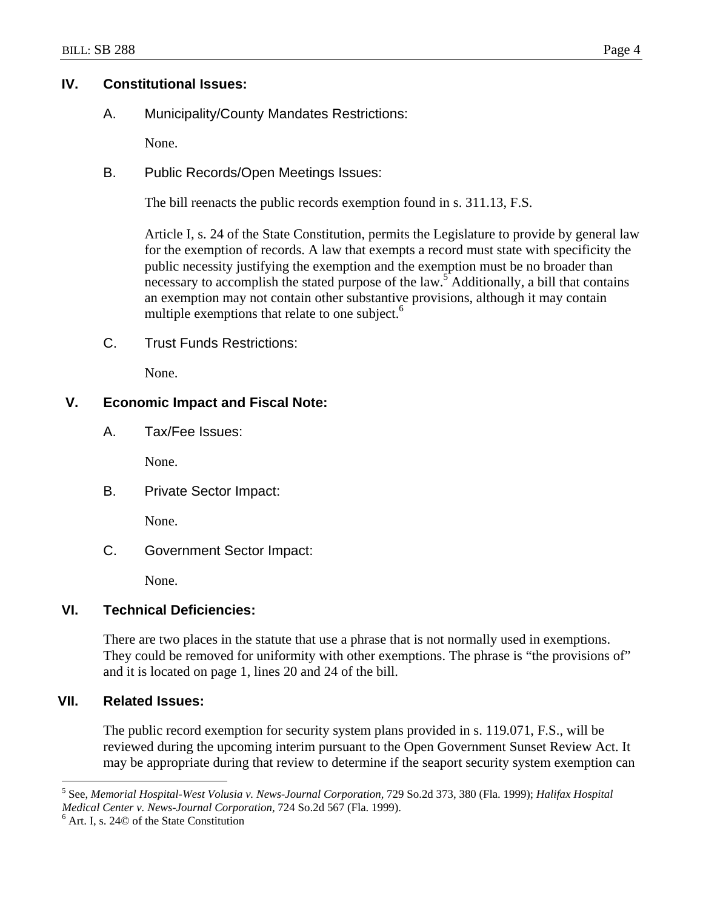## IV. Constitutional Issues:

### A. Municipality/County Mandates Restrictions:

None.

### B. Public Records/Open Meetings Issues:

The bill reenacts the public records exemption found in s. 311.13, F.S.

Article I, s. 24 of the State Constitution, permits the Legislature to provide by general law for the exemption of records. A law that exempts a record must state with specificity the public necessity justifying the exemption and the exemption must be no broader than necessary to accomplish the stated purpose of the law.[5] Additionally, a bill that contains an exemption may not contain other substantive provisions, although it may contain multiple exemptions that relate to one subject.[6]

### C. Trust Funds Restrictions:

None.

## V. Economic Impact and Fiscal Note:

### A. Tax/Fee Issues:

None.

### B. Private Sector Impact:

None.

### C. Government Sector Impact:

None.

## VI. Technical Deficiencies:

There are two places in the statute that use a phrase that is not normally used in exemptions. They could be removed for uniformity with other exemptions. The phrase is "the provisions of" and it is located on page 1, lines 20 and 24 of the bill.

## VII. Related Issues:

The public record exemption for security system plans provided in s. 119.071, F.S., will be reviewed during the upcoming interim pursuant to the Open Government Sunset Review Act. It may be appropriate during that review to determine if the seaport security system exemption can

---

[5] See, *Memorial Hospital-West Volusia v. News-Journal Corporation*, 729 So.2d 373, 380 (Fla. 1999); *Halifax Hospital Medical Center v. News-Journal Corporation*, 724 So.2d 567 (Fla. 1999).

[6] Art. I, s. 24© of the State Constitution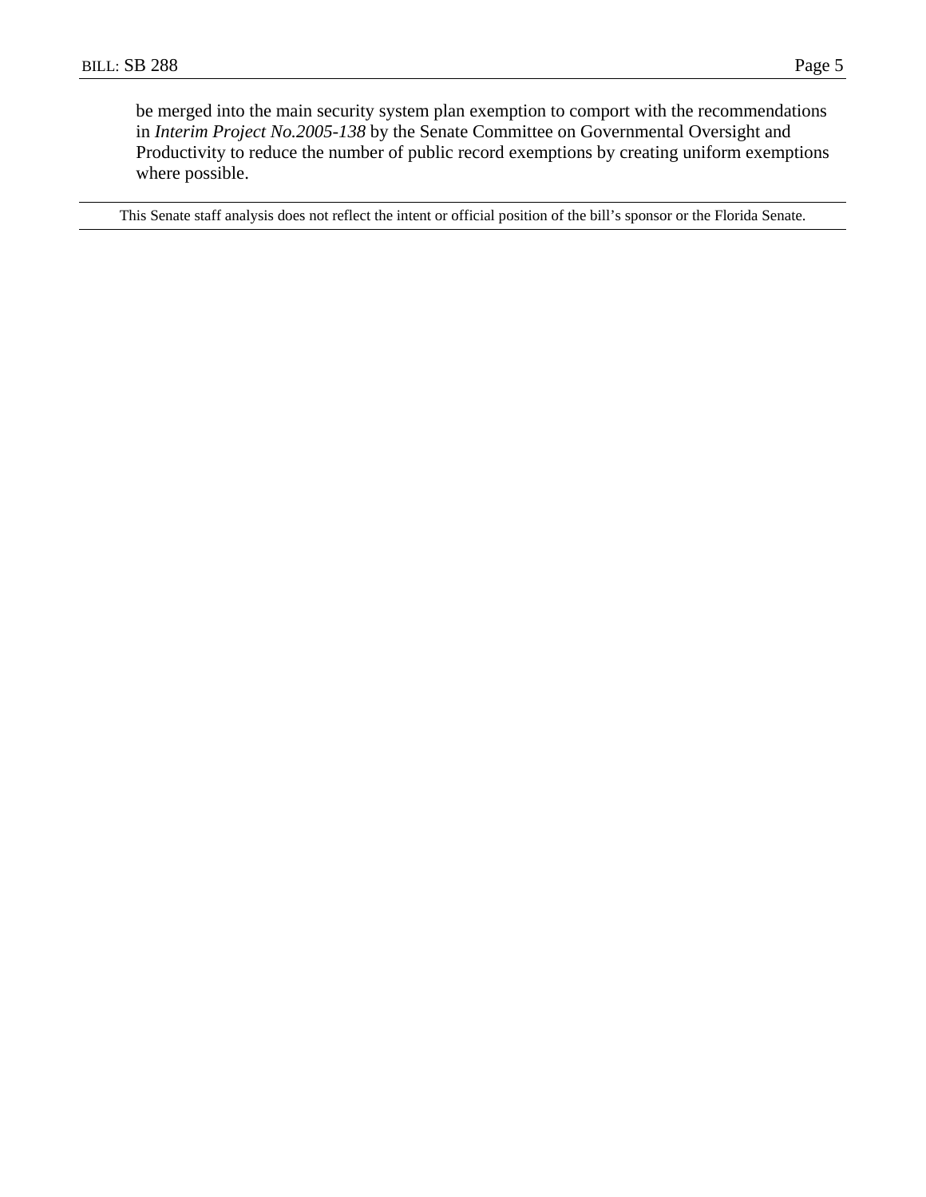be merged into the main security system plan exemption to comport with the recommendations in *Interim Project No.2005-138* by the Senate Committee on Governmental Oversight and Productivity to reduce the number of public record exemptions by creating uniform exemptions where possible.

---

This Senate staff analysis does not reflect the intent or official position of the bill's sponsor or the Florida Senate.

---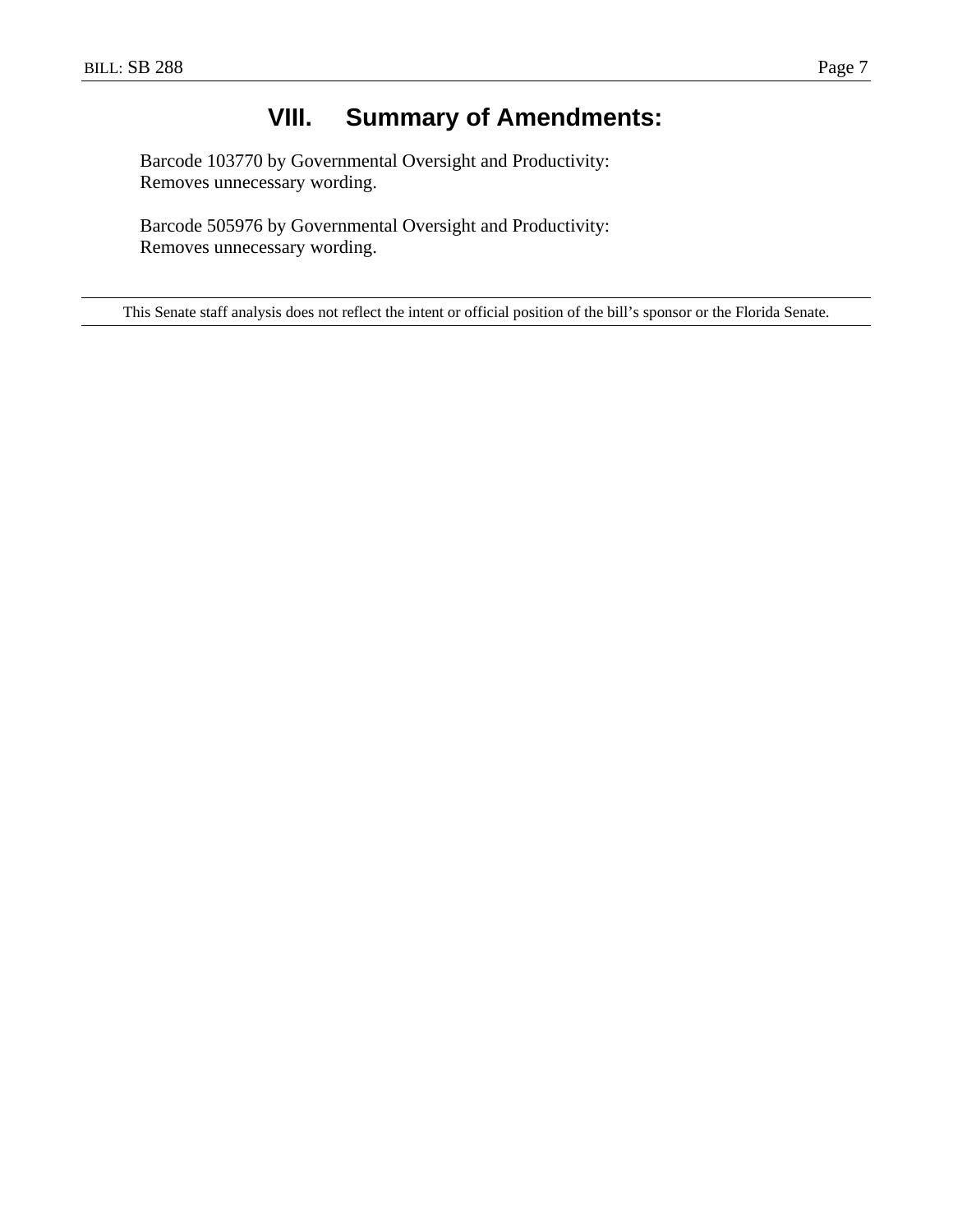## VIII. Summary of Amendments:

Barcode 103770 by Governmental Oversight and Productivity:
Removes unnecessary wording.

Barcode 505976 by Governmental Oversight and Productivity:
Removes unnecessary wording.

---

This Senate staff analysis does not reflect the intent or official position of the bill's sponsor or the Florida Senate.